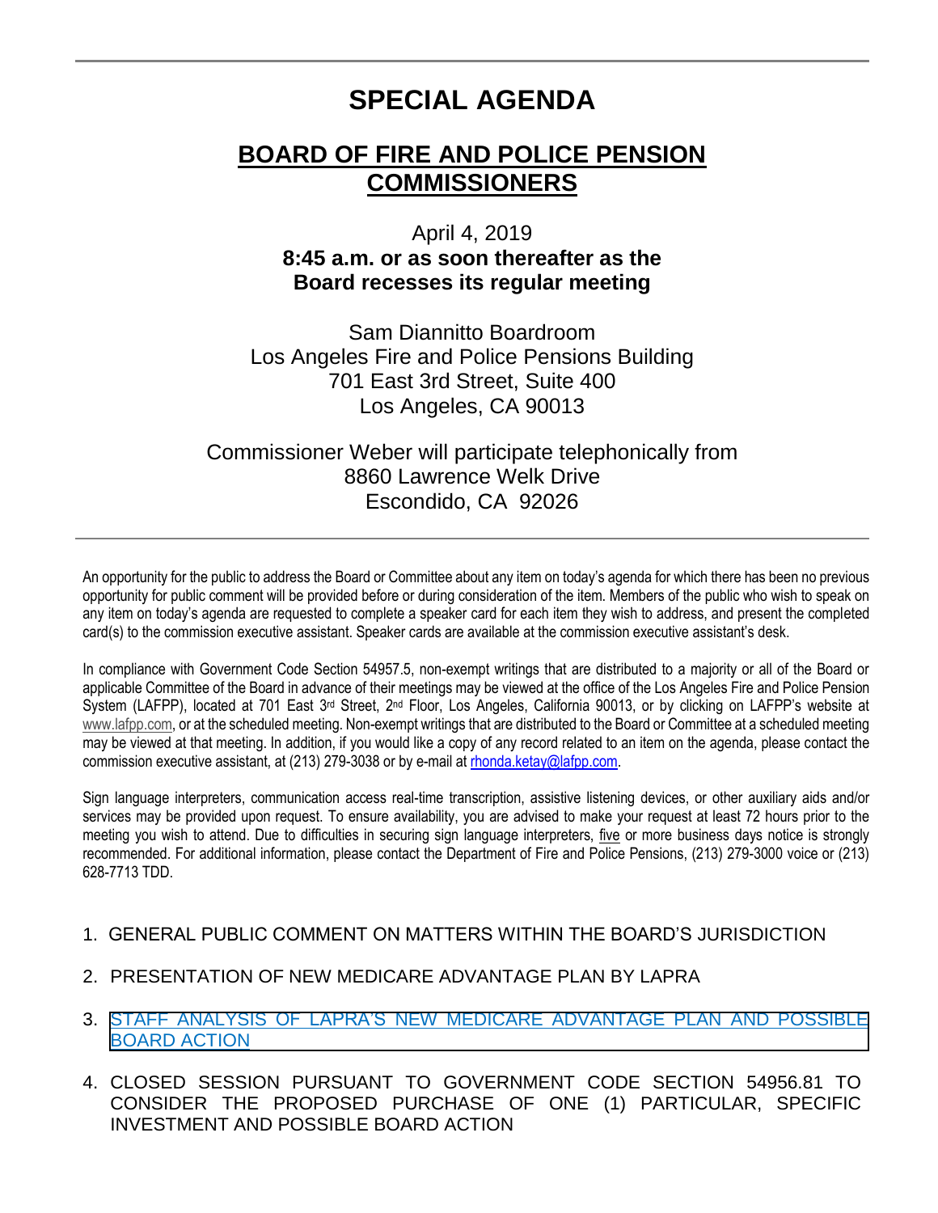# SPECIAL AGENDA

## BOARD OF FIRE AND POLICE PENSION COMMISSIONERS

April 4, 2019

**8:45 a.m. or as soon thereafter as the Board recesses its regular meeting**

Sam Diannitto Boardroom
Los Angeles Fire and Police Pensions Building
701 East 3rd Street, Suite 400
Los Angeles, CA 90013

Commissioner Weber will participate telephonically from
8860 Lawrence Welk Drive
Escondido, CA 92026

---

An opportunity for the public to address the Board or Committee about any item on today's agenda for which there has been no previous opportunity for public comment will be provided before or during consideration of the item. Members of the public who wish to speak on any item on today's agenda are requested to complete a speaker card for each item they wish to address, and present the completed card(s) to the commission executive assistant. Speaker cards are available at the commission executive assistant's desk.

In compliance with Government Code Section 54957.5, non-exempt writings that are distributed to a majority or all of the Board or applicable Committee of the Board in advance of their meetings may be viewed at the office of the Los Angeles Fire and Police Pension System (LAFPP), located at 701 East 3rd Street, 2nd Floor, Los Angeles, California 90013, or by clicking on LAFPP's website at www.lafpp.com, or at the scheduled meeting. Non-exempt writings that are distributed to the Board or Committee at a scheduled meeting may be viewed at that meeting. In addition, if you would like a copy of any record related to an item on the agenda, please contact the commission executive assistant, at (213) 279-3038 or by e-mail at rhonda.ketay@lafpp.com.

Sign language interpreters, communication access real-time transcription, assistive listening devices, or other auxiliary aids and/or services may be provided upon request. To ensure availability, you are advised to make your request at least 72 hours prior to the meeting you wish to attend. Due to difficulties in securing sign language interpreters, five or more business days notice is strongly recommended. For additional information, please contact the Department of Fire and Police Pensions, (213) 279-3000 voice or (213) 628-7713 TDD.

1. GENERAL PUBLIC COMMENT ON MATTERS WITHIN THE BOARD'S JURISDICTION
2. PRESENTATION OF NEW MEDICARE ADVANTAGE PLAN BY LAPRA
3. STAFF ANALYSIS OF LAPRA'S NEW MEDICARE ADVANTAGE PLAN AND POSSIBLE BOARD ACTION
4. CLOSED SESSION PURSUANT TO GOVERNMENT CODE SECTION 54956.81 TO CONSIDER THE PROPOSED PURCHASE OF ONE (1) PARTICULAR, SPECIFIC INVESTMENT AND POSSIBLE BOARD ACTION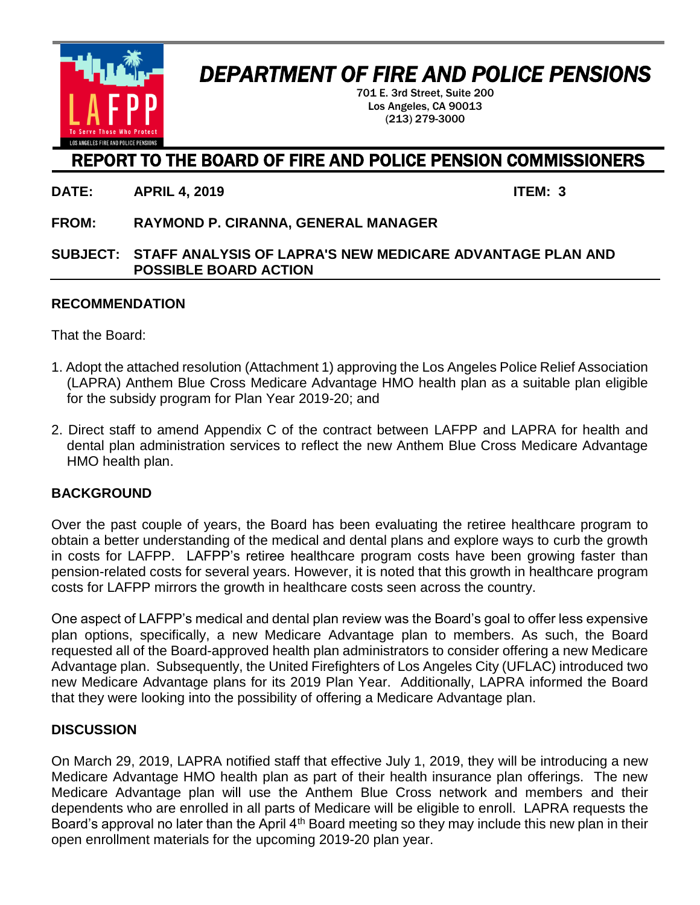# DEPARTMENT OF FIRE AND POLICE PENSIONS

701 E. 3rd Street, Suite 200
Los Angeles, CA 90013
(213) 279-3000

## REPORT TO THE BOARD OF FIRE AND POLICE PENSION COMMISSIONERS

**DATE:** **APRIL 4, 2019** **ITEM: 3**

**FROM:** **RAYMOND P. CIRANNA, GENERAL MANAGER**

**SUBJECT:** **STAFF ANALYSIS OF LAPRA'S NEW MEDICARE ADVANTAGE PLAN AND POSSIBLE BOARD ACTION**

### RECOMMENDATION

That the Board:

1. Adopt the attached resolution (Attachment 1) approving the Los Angeles Police Relief Association (LAPRA) Anthem Blue Cross Medicare Advantage HMO health plan as a suitable plan eligible for the subsidy program for Plan Year 2019-20; and

2. Direct staff to amend Appendix C of the contract between LAFPP and LAPRA for health and dental plan administration services to reflect the new Anthem Blue Cross Medicare Advantage HMO health plan.

### BACKGROUND

Over the past couple of years, the Board has been evaluating the retiree healthcare program to obtain a better understanding of the medical and dental plans and explore ways to curb the growth in costs for LAFPP. LAFPP's retiree healthcare program costs have been growing faster than pension-related costs for several years. However, it is noted that this growth in healthcare program costs for LAFPP mirrors the growth in healthcare costs seen across the country.

One aspect of LAFPP's medical and dental plan review was the Board's goal to offer less expensive plan options, specifically, a new Medicare Advantage plan to members. As such, the Board requested all of the Board-approved health plan administrators to consider offering a new Medicare Advantage plan. Subsequently, the United Firefighters of Los Angeles City (UFLAC) introduced two new Medicare Advantage plans for its 2019 Plan Year. Additionally, LAPRA informed the Board that they were looking into the possibility of offering a Medicare Advantage plan.

### DISCUSSION

On March 29, 2019, LAPRA notified staff that effective July 1, 2019, they will be introducing a new Medicare Advantage HMO health plan as part of their health insurance plan offerings. The new Medicare Advantage plan will use the Anthem Blue Cross network and members and their dependents who are enrolled in all parts of Medicare will be eligible to enroll. LAPRA requests the Board's approval no later than the April 4th Board meeting so they may include this new plan in their open enrollment materials for the upcoming 2019-20 plan year.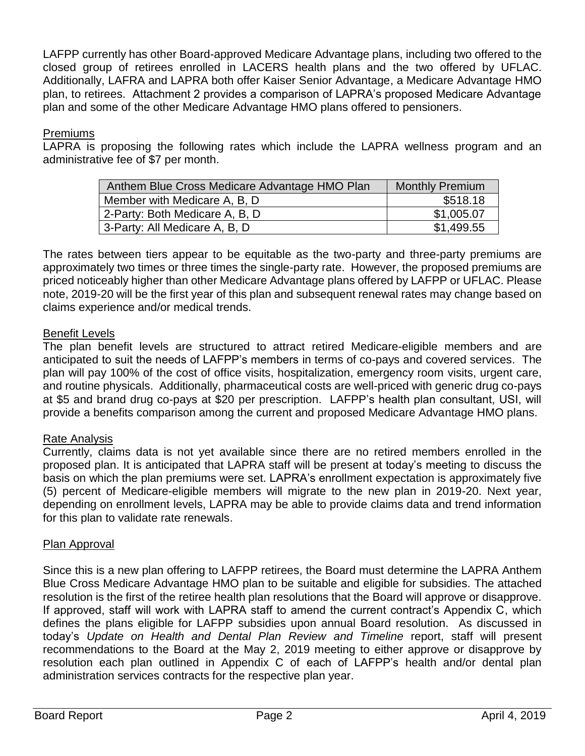LAFPP currently has other Board-approved Medicare Advantage plans, including two offered to the closed group of retirees enrolled in LACERS health plans and the two offered by UFLAC. Additionally, LAFRA and LAPRA both offer Kaiser Senior Advantage, a Medicare Advantage HMO plan, to retirees. Attachment 2 provides a comparison of LAPRA's proposed Medicare Advantage plan and some of the other Medicare Advantage HMO plans offered to pensioners.

## Premiums

LAPRA is proposing the following rates which include the LAPRA wellness program and an administrative fee of $7 per month.

| Anthem Blue Cross Medicare Advantage HMO Plan | Monthly Premium |
|---|---|
| Member with Medicare A, B, D | $518.18 |
| 2-Party: Both Medicare A, B, D | $1,005.07 |
| 3-Party: All Medicare A, B, D | $1,499.55 |

The rates between tiers appear to be equitable as the two-party and three-party premiums are approximately two times or three times the single-party rate. However, the proposed premiums are priced noticeably higher than other Medicare Advantage plans offered by LAFPP or UFLAC. Please note, 2019-20 will be the first year of this plan and subsequent renewal rates may change based on claims experience and/or medical trends.

## Benefit Levels

The plan benefit levels are structured to attract retired Medicare-eligible members and are anticipated to suit the needs of LAFPP's members in terms of co-pays and covered services. The plan will pay 100% of the cost of office visits, hospitalization, emergency room visits, urgent care, and routine physicals. Additionally, pharmaceutical costs are well-priced with generic drug co-pays at $5 and brand drug co-pays at $20 per prescription. LAFPP's health plan consultant, USI, will provide a benefits comparison among the current and proposed Medicare Advantage HMO plans.

## Rate Analysis

Currently, claims data is not yet available since there are no retired members enrolled in the proposed plan. It is anticipated that LAPRA staff will be present at today's meeting to discuss the basis on which the plan premiums were set. LAPRA's enrollment expectation is approximately five (5) percent of Medicare-eligible members will migrate to the new plan in 2019-20. Next year, depending on enrollment levels, LAPRA may be able to provide claims data and trend information for this plan to validate rate renewals.

## Plan Approval

Since this is a new plan offering to LAFPP retirees, the Board must determine the LAPRA Anthem Blue Cross Medicare Advantage HMO plan to be suitable and eligible for subsidies. The attached resolution is the first of the retiree health plan resolutions that the Board will approve or disapprove. If approved, staff will work with LAPRA staff to amend the current contract's Appendix C, which defines the plans eligible for LAFPP subsidies upon annual Board resolution. As discussed in today's *Update on Health and Dental Plan Review and Timeline* report, staff will present recommendations to the Board at the May 2, 2019 meeting to either approve or disapprove by resolution each plan outlined in Appendix C of each of LAFPP's health and/or dental plan administration services contracts for the respective plan year.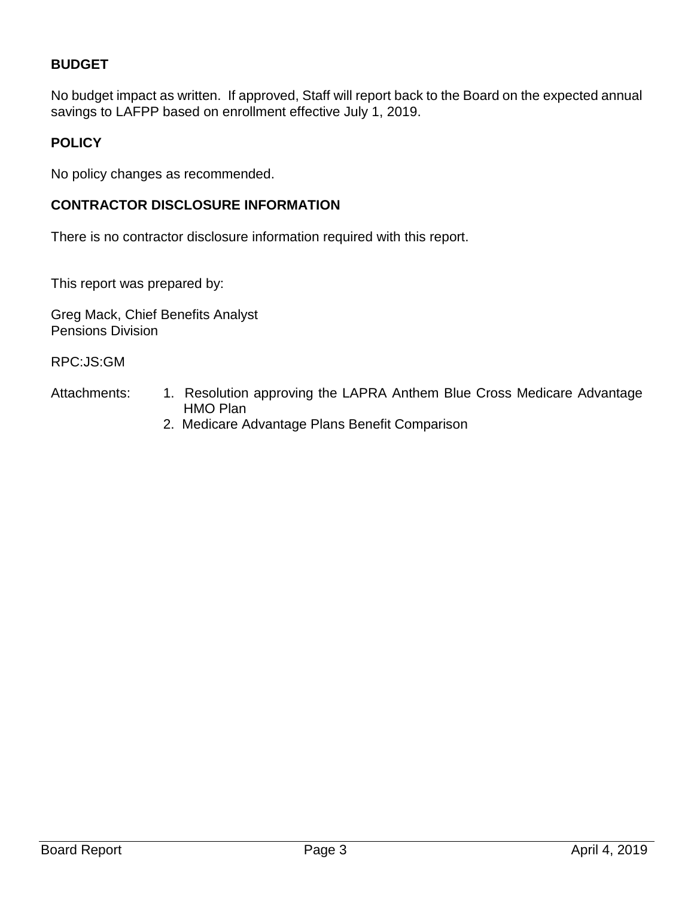**BUDGET**

No budget impact as written. If approved, Staff will report back to the Board on the expected annual savings to LAFPP based on enrollment effective July 1, 2019.

**POLICY**

No policy changes as recommended.

**CONTRACTOR DISCLOSURE INFORMATION**

There is no contractor disclosure information required with this report.

This report was prepared by:

Greg Mack, Chief Benefits Analyst
Pensions Division

RPC:JS:GM

Attachments:
1. Resolution approving the LAPRA Anthem Blue Cross Medicare Advantage HMO Plan
2. Medicare Advantage Plans Benefit Comparison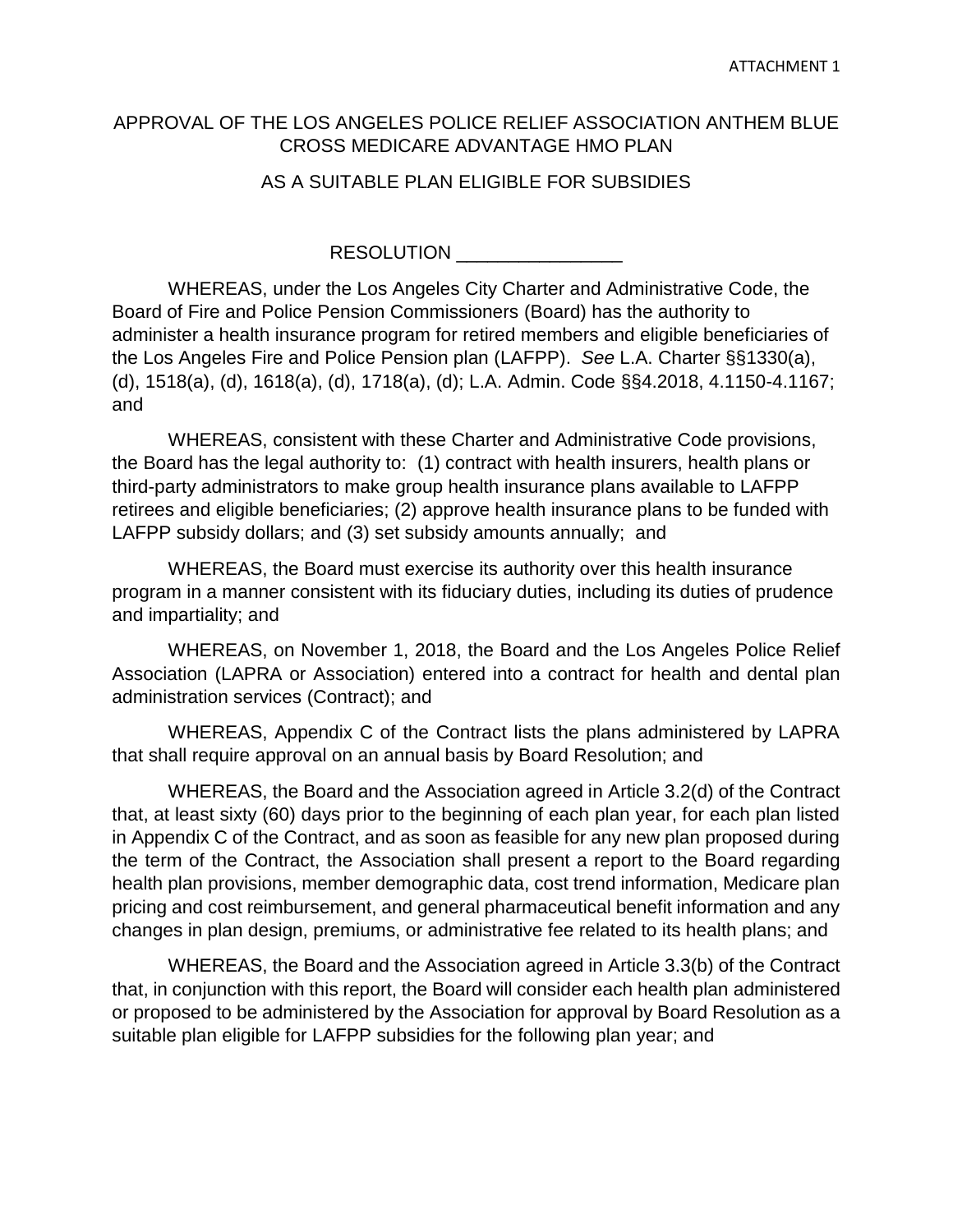ATTACHMENT 1

# APPROVAL OF THE LOS ANGELES POLICE RELIEF ASSOCIATION ANTHEM BLUE CROSS MEDICARE ADVANTAGE HMO PLAN

## AS A SUITABLE PLAN ELIGIBLE FOR SUBSIDIES

RESOLUTION ________________

WHEREAS, under the Los Angeles City Charter and Administrative Code, the Board of Fire and Police Pension Commissioners (Board) has the authority to administer a health insurance program for retired members and eligible beneficiaries of the Los Angeles Fire and Police Pension plan (LAFPP). *See* L.A. Charter §§1330(a), (d), 1518(a), (d), 1618(a), (d), 1718(a), (d); L.A. Admin. Code §§4.2018, 4.1150-4.1167; and

WHEREAS, consistent with these Charter and Administrative Code provisions, the Board has the legal authority to: (1) contract with health insurers, health plans or third-party administrators to make group health insurance plans available to LAFPP retirees and eligible beneficiaries; (2) approve health insurance plans to be funded with LAFPP subsidy dollars; and (3) set subsidy amounts annually; and

WHEREAS, the Board must exercise its authority over this health insurance program in a manner consistent with its fiduciary duties, including its duties of prudence and impartiality; and

WHEREAS, on November 1, 2018, the Board and the Los Angeles Police Relief Association (LAPRA or Association) entered into a contract for health and dental plan administration services (Contract); and

WHEREAS, Appendix C of the Contract lists the plans administered by LAPRA that shall require approval on an annual basis by Board Resolution; and

WHEREAS, the Board and the Association agreed in Article 3.2(d) of the Contract that, at least sixty (60) days prior to the beginning of each plan year, for each plan listed in Appendix C of the Contract, and as soon as feasible for any new plan proposed during the term of the Contract, the Association shall present a report to the Board regarding health plan provisions, member demographic data, cost trend information, Medicare plan pricing and cost reimbursement, and general pharmaceutical benefit information and any changes in plan design, premiums, or administrative fee related to its health plans; and

WHEREAS, the Board and the Association agreed in Article 3.3(b) of the Contract that, in conjunction with this report, the Board will consider each health plan administered or proposed to be administered by the Association for approval by Board Resolution as a suitable plan eligible for LAFPP subsidies for the following plan year; and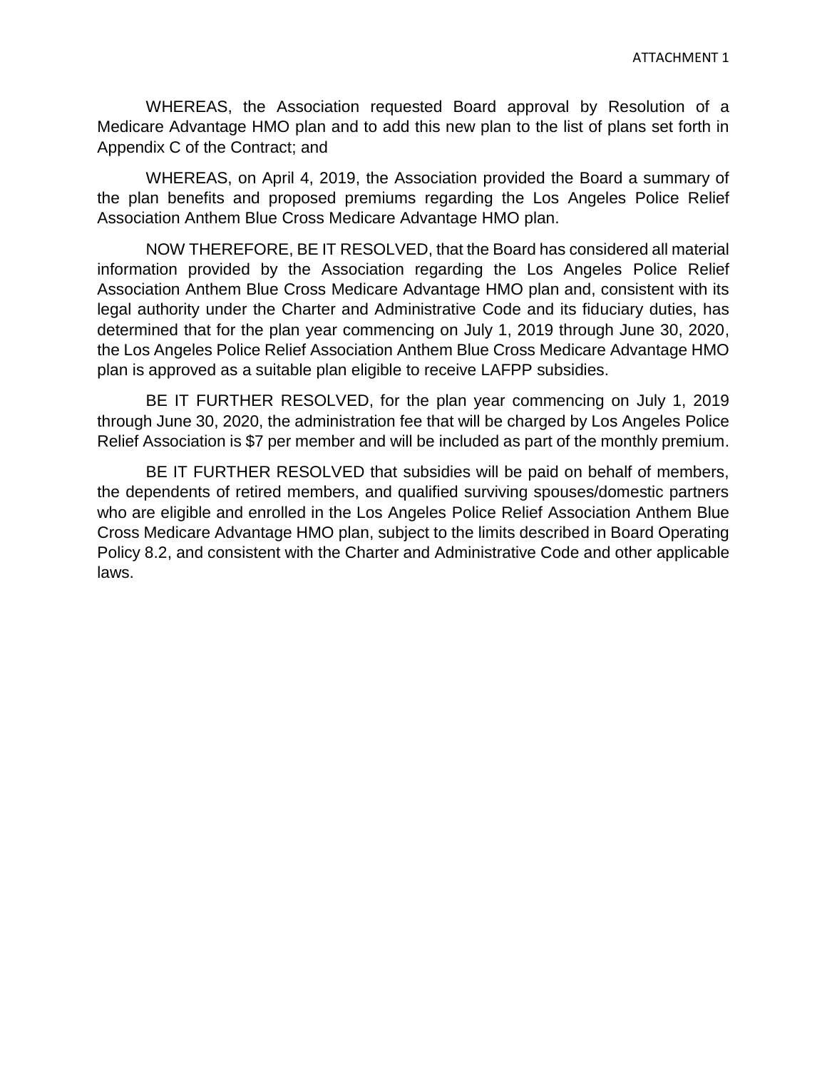ATTACHMENT 1

WHEREAS, the Association requested Board approval by Resolution of a Medicare Advantage HMO plan and to add this new plan to the list of plans set forth in Appendix C of the Contract; and

WHEREAS, on April 4, 2019, the Association provided the Board a summary of the plan benefits and proposed premiums regarding the Los Angeles Police Relief Association Anthem Blue Cross Medicare Advantage HMO plan.

NOW THEREFORE, BE IT RESOLVED, that the Board has considered all material information provided by the Association regarding the Los Angeles Police Relief Association Anthem Blue Cross Medicare Advantage HMO plan and, consistent with its legal authority under the Charter and Administrative Code and its fiduciary duties, has determined that for the plan year commencing on July 1, 2019 through June 30, 2020, the Los Angeles Police Relief Association Anthem Blue Cross Medicare Advantage HMO plan is approved as a suitable plan eligible to receive LAFPP subsidies.

BE IT FURTHER RESOLVED, for the plan year commencing on July 1, 2019 through June 30, 2020, the administration fee that will be charged by Los Angeles Police Relief Association is $7 per member and will be included as part of the monthly premium.

BE IT FURTHER RESOLVED that subsidies will be paid on behalf of members, the dependents of retired members, and qualified surviving spouses/domestic partners who are eligible and enrolled in the Los Angeles Police Relief Association Anthem Blue Cross Medicare Advantage HMO plan, subject to the limits described in Board Operating Policy 8.2, and consistent with the Charter and Administrative Code and other applicable laws.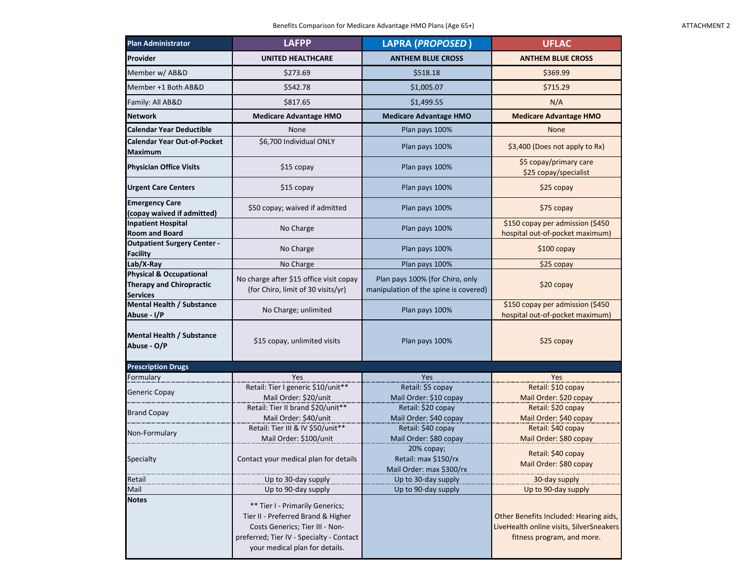Benefits Comparison for Medicare Advantage HMO Plans (Age 65+)

ATTACHMENT 2

| Plan Administrator | LAFPP | LAPRA (*PROPOSED*) | UFLAC |
|---|---|---|---|
| **Provider** | **UNITED HEALTHCARE** | **ANTHEM BLUE CROSS** | **ANTHEM BLUE CROSS** |
| Member w/ AB&D | $273.69 | $518.18 | $369.99 |
| Member +1 Both AB&D | $542.78 | $1,005.07 | $715.29 |
| Family: All AB&D | $817.65 | $1,499.55 | N/A |
| **Network** | **Medicare Advantage HMO** | **Medicare Advantage HMO** | **Medicare Advantage HMO** |
| **Calendar Year Deductible** | None | Plan pays 100% | None |
| **Calendar Year Out-of-Pocket Maximum** | $6,700 Individual ONLY | Plan pays 100% | $3,400 (Does not apply to Rx) |
| **Physician Office Visits** | $15 copay | Plan pays 100% | $5 copay/primary care<br>$25 copay/specialist |
| **Urgent Care Centers** | $15 copay | Plan pays 100% | $25 copay |
| **Emergency Care (copay waived if admitted)** | $50 copay; waived if admitted | Plan pays 100% | $75 copay |
| **Inpatient Hospital Room and Board** | No Charge | Plan pays 100% | $150 copay per admission ($450 hospital out-of-pocket maximum) |
| **Outpatient Surgery Center - Facility** | No Charge | Plan pays 100% | $100 copay |
| **Lab/X-Ray** | No Charge | Plan pays 100% | $25 copay |
| **Physical & Occupational Therapy and Chiropractic Services** | No charge after $15 office visit copay (for Chiro, limit of 30 visits/yr) | Plan pays 100% (for Chiro, only manipulation of the spine is covered) | $20 copay |
| **Mental Health / Substance Abuse - I/P** | No Charge; unlimited | Plan pays 100% | $150 copay per admission ($450 hospital out-of-pocket maximum) |
| **Mental Health / Substance Abuse - O/P** | $15 copay, unlimited visits | Plan pays 100% | $25 copay |
| **Prescription Drugs** | | | |
| Formulary | Yes | Yes | Yes |
| Generic Copay | Retail: Tier I generic $10/unit**<br>Mail Order: $20/unit | Retail: $5 copay<br>Mail Order: $10 copay | Retail: $10 copay<br>Mail Order: $20 copay |
| Brand Copay | Retail: Tier II brand $20/unit**<br>Mail Order: $40/unit | Retail: $20 copay<br>Mail Order: $40 copay | Retail: $20 copay<br>Mail Order: $40 copay |
| Non-Formulary | Retail: Tier III & IV $50/unit**<br>Mail Order: $100/unit | Retail: $40 copay<br>Mail Order: $80 copay | Retail: $40 copay<br>Mail Order: $80 copay |
| Specialty | Contact your medical plan for details | 20% copay;<br>Retail: max $150/rx<br>Mail Order: max $300/rx | Retail: $40 copay<br>Mail Order: $80 copay |
| Retail | Up to 30-day supply | Up to 30-day supply | 30-day supply |
| Mail | Up to 90-day supply | Up to 90-day supply | Up to 90-day supply |
| **Notes** | ** Tier I - Primarily Generics; Tier II - Preferred Brand & Higher Costs Generics; Tier III - Non-preferred; Tier IV - Specialty - Contact your medical plan for details. | | Other Benefits Included: Hearing aids, LiveHealth online visits, SilverSneakers fitness program, and more. |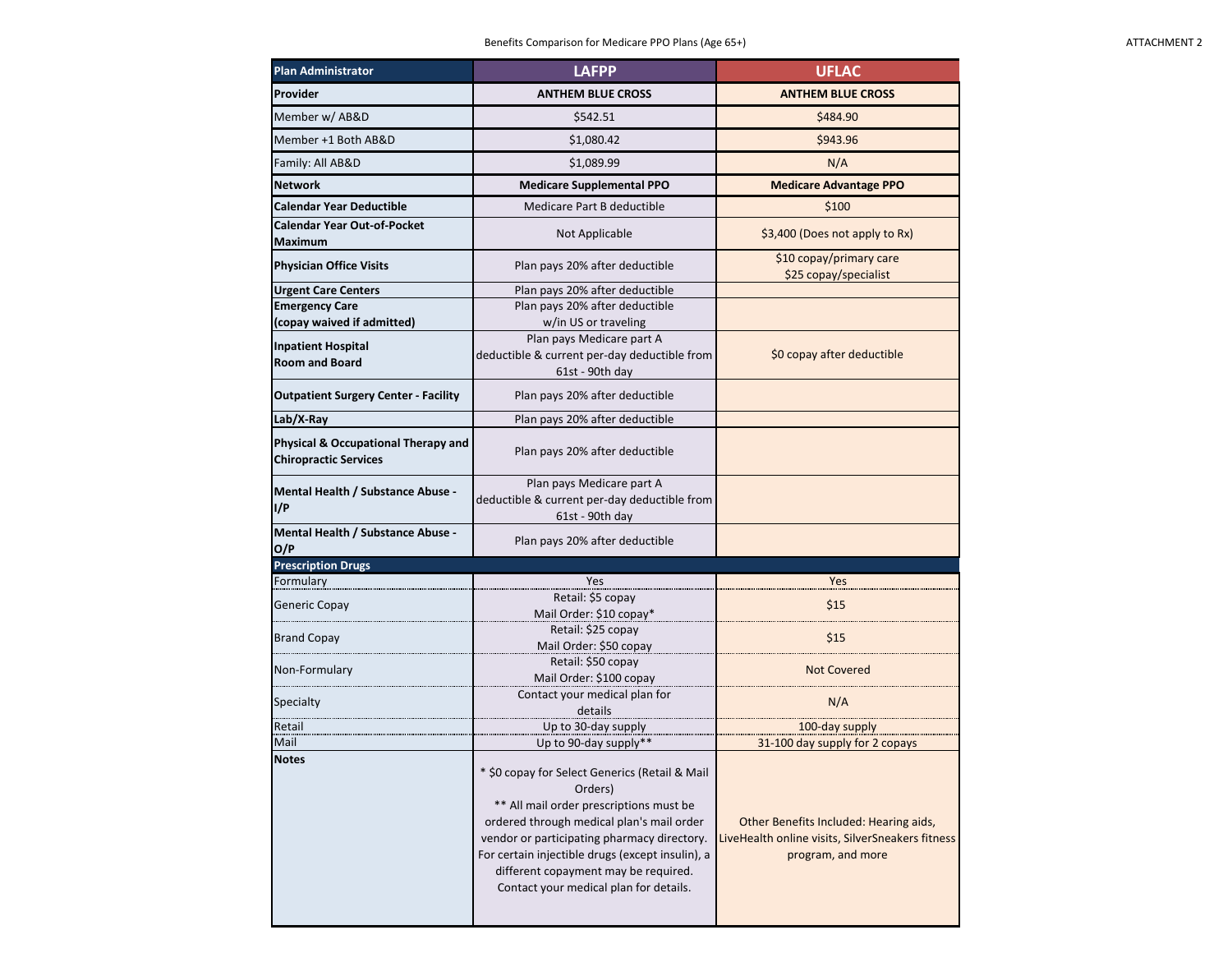Benefits Comparison for Medicare PPO Plans (Age 65+)

ATTACHMENT 2

| Plan Administrator | LAFPP | UFLAC |
|---|---|---|
| **Provider** | **ANTHEM BLUE CROSS** | **ANTHEM BLUE CROSS** |
| Member w/ AB&D | $542.51 | $484.90 |
| Member +1 Both AB&D | $1,080.42 | $943.96 |
| Family: All AB&D | $1,089.99 | N/A |
| **Network** | **Medicare Supplemental PPO** | **Medicare Advantage PPO** |
| **Calendar Year Deductible** | Medicare Part B deductible | $100 |
| **Calendar Year Out-of-Pocket Maximum** | Not Applicable | $3,400 (Does not apply to Rx) |
| **Physician Office Visits** | Plan pays 20% after deductible | $10 copay/primary care<br>$25 copay/specialist |
| **Urgent Care Centers** | Plan pays 20% after deductible | |
| **Emergency Care (copay waived if admitted)** | Plan pays 20% after deductible w/in US or traveling | |
| **Inpatient Hospital Room and Board** | Plan pays Medicare part A deductible & current per-day deductible from 61st - 90th day | $0 copay after deductible |
| **Outpatient Surgery Center - Facility** | Plan pays 20% after deductible | |
| **Lab/X-Ray** | Plan pays 20% after deductible | |
| **Physical & Occupational Therapy and Chiropractic Services** | Plan pays 20% after deductible | |
| **Mental Health / Substance Abuse - I/P** | Plan pays Medicare part A deductible & current per-day deductible from 61st - 90th day | |
| **Mental Health / Substance Abuse - O/P** | Plan pays 20% after deductible | |
| **Prescription Drugs** | | |
| Formulary | Yes | Yes |
| Generic Copay | Retail: $5 copay<br>Mail Order: $10 copay* | $15 |
| Brand Copay | Retail: $25 copay<br>Mail Order: $50 copay | $15 |
| Non-Formulary | Retail: $50 copay<br>Mail Order: $100 copay | Not Covered |
| Specialty | Contact your medical plan for details | N/A |
| Retail | Up to 30-day supply | 100-day supply |
| Mail | Up to 90-day supply** | 31-100 day supply for 2 copays |
| **Notes** | * $0 copay for Select Generics (Retail & Mail Orders)<br>** All mail order prescriptions must be ordered through medical plan's mail order vendor or participating pharmacy directory. For certain injectible drugs (except insulin), a different copayment may be required. Contact your medical plan for details. | Other Benefits Included: Hearing aids, LiveHealth online visits, SilverSneakers fitness program, and more |